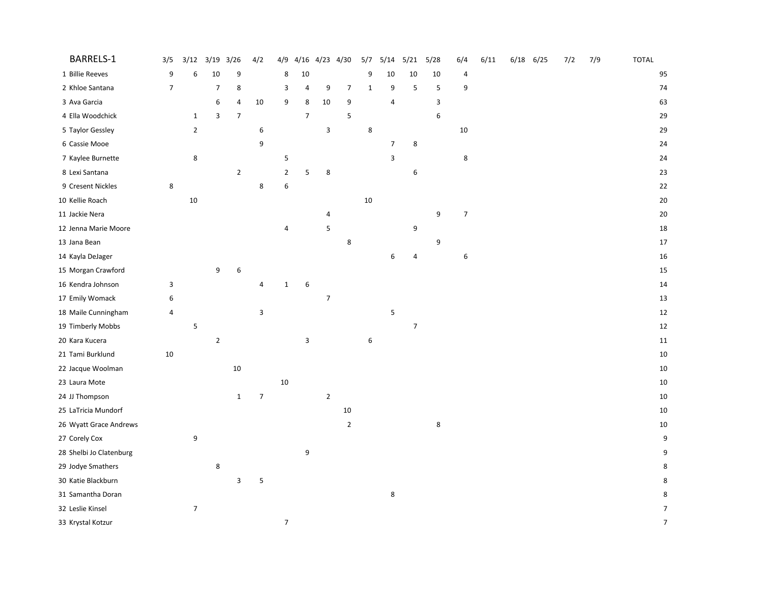| | BARRELS-1 | 3/5 | 3/12 | 3/19 | 3/26 | 4/2 | 4/9 | 4/16 | 4/23 | 4/30 | 5/7 | 5/14 | 5/21 | 5/28 | 6/4 | 6/11 | 6/18 | 6/25 | 7/2 | 7/9 | TOTAL |
|---|---|---|---|---|---|---|---|---|---|---|---|---|---|---|---|---|---|---|---|---|---|
| 1 | Billie Reeves | 9 | 6 | 10 | 9 | | 8 | 10 | | | 9 | 10 | 10 | 10 | 4 | | | | | | 95 |
| 2 | Khloe Santana | 7 | | 7 | 8 | | 3 | 4 | 9 | 7 | 1 | 9 | 5 | 5 | 9 | | | | | | 74 |
| 3 | Ava Garcia | | | 6 | 4 | 10 | 9 | 8 | 10 | 9 | | 4 | | 3 | | | | | | | 63 |
| 4 | Ella Woodchick | | 1 | 3 | 7 | | | 7 | | 5 | | | | 6 | | | | | | | 29 |
| 5 | Taylor Gessley | | 2 | | | 6 | | | 3 | | 8 | | | | 10 | | | | | | 29 |
| 6 | Cassie Mooe | | | | | 9 | | | | | | 7 | 8 | | | | | | | | 24 |
| 7 | Kaylee Burnette | | 8 | | | | 5 | | | | | 3 | | | 8 | | | | | | 24 |
| 8 | Lexi Santana | | | | 2 | | 2 | 5 | 8 | | | | 6 | | | | | | | | 23 |
| 9 | Cresent Nickles | 8 | | | | 8 | 6 | | | | | | | | | | | | | | 22 |
| 10 | Kellie Roach | | 10 | | | | | | | | 10 | | | | | | | | | | 20 |
| 11 | Jackie Nera | | | | | | | | 4 | | | | | 9 | 7 | | | | | | 20 |
| 12 | Jenna Marie Moore | | | | | | 4 | | 5 | | | | 9 | | | | | | | | 18 |
| 13 | Jana Bean | | | | | | | | | 8 | | | | 9 | | | | | | | 17 |
| 14 | Kayla DeJager | | | | | | | | | | | 6 | 4 | | 6 | | | | | | 16 |
| 15 | Morgan Crawford | | | 9 | 6 | | | | | | | | | | | | | | | | 15 |
| 16 | Kendra Johnson | 3 | | | | 4 | 1 | 6 | | | | | | | | | | | | | 14 |
| 17 | Emily Womack | 6 | | | | | | | 7 | | | | | | | | | | | | 13 |
| 18 | Maile Cunningham | 4 | | | | 3 | | | | | | 5 | | | | | | | | | 12 |
| 19 | Timberly Mobbs | | 5 | | | | | | | | | | 7 | | | | | | | | 12 |
| 20 | Kara Kucera | | | 2 | | | | 3 | | | 6 | | | | | | | | | | 11 |
| 21 | Tami Burklund | 10 | | | | | | | | | | | | | | | | | | | 10 |
| 22 | Jacque Woolman | | | | 10 | | | | | | | | | | | | | | | | 10 |
| 23 | Laura Mote | | | | | | 10 | | | | | | | | | | | | | | 10 |
| 24 | JJ Thompson | | | | 1 | 7 | | | 2 | | | | | | | | | | | | 10 |
| 25 | LaTricia Mundorf | | | | | | | | | 10 | | | | | | | | | | | 10 |
| 26 | Wyatt Grace Andrews | | | | | | | | | 2 | | | | 8 | | | | | | | 10 |
| 27 | Corely Cox | | 9 | | | | | | | | | | | | | | | | | | 9 |
| 28 | Shelbi Jo Clatenburg | | | | | | | 9 | | | | | | | | | | | | | 9 |
| 29 | Jodye Smathers | | | 8 | | | | | | | | | | | | | | | | | 8 |
| 30 | Katie Blackburn | | | | 3 | 5 | | | | | | | | | | | | | | | 8 |
| 31 | Samantha Doran | | | | | | | | | | | 8 | | | | | | | | | 8 |
| 32 | Leslie Kinsel | | 7 | | | | | | | | | | | | | | | | | | 7 |
| 33 | Krystal Kotzur | | | | | | 7 | | | | | | | | | | | | | | 7 |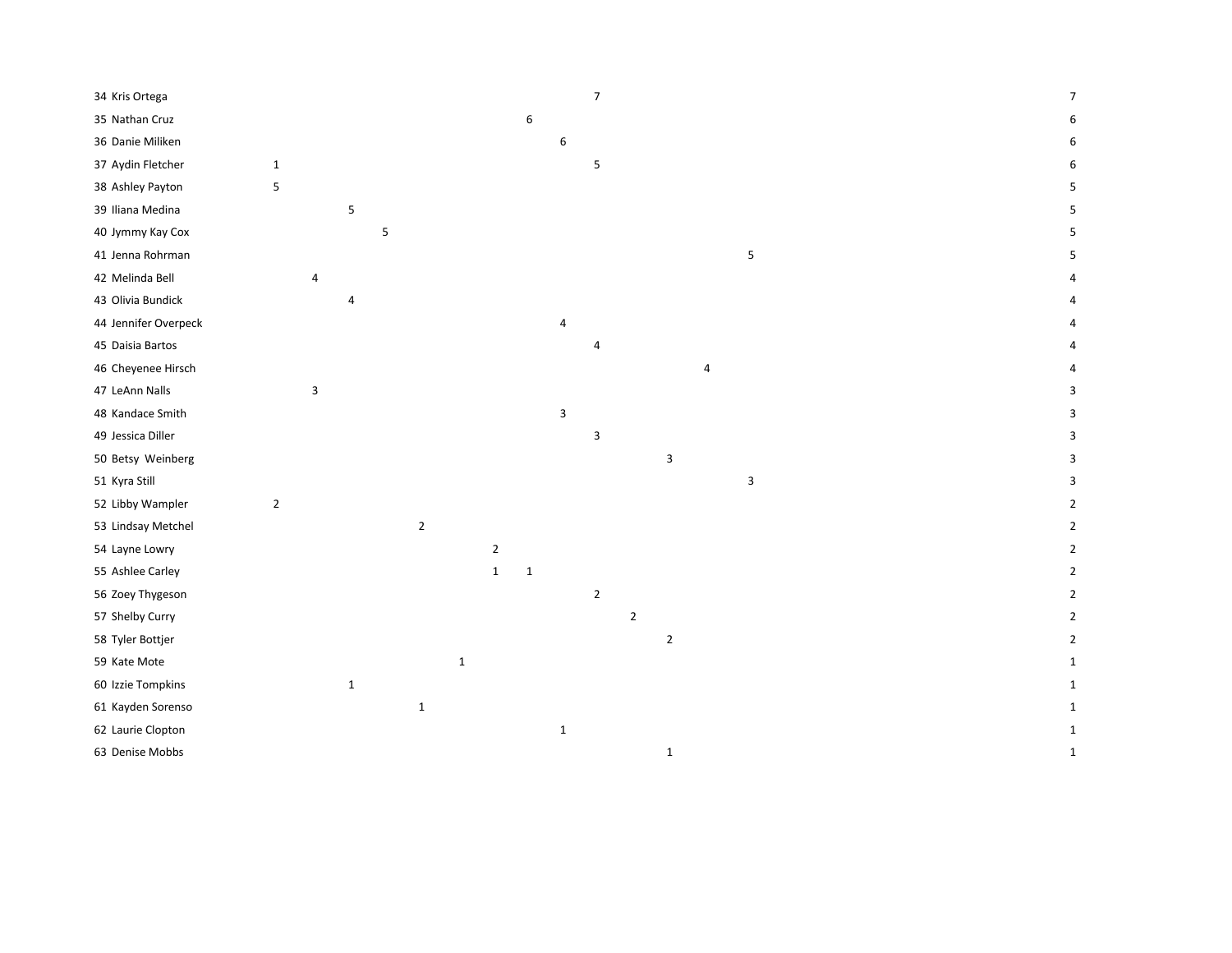| | | | | | | | | | | | | | | | | |
|---|---|---|---|---|---|---|---|---|---|---|---|---|---|---|---|---|
| 34 | Kris Ortega | | | | | | | | | | 7 | | | | | 7 |
| 35 | Nathan Cruz | | | | | | | | 6 | | | | | | | 6 |
| 36 | Danie Miliken | | | | | | | | | 6 | | | | | | 6 |
| 37 | Aydin Fletcher | 1 | | | | | | | | | 5 | | | | | 6 |
| 38 | Ashley Payton | 5 | | | | | | | | | | | | | | 5 |
| 39 | Iliana Medina | | | 5 | | | | | | | | | | | | 5 |
| 40 | Jymmy Kay Cox | | | | 5 | | | | | | | | | | | 5 |
| 41 | Jenna Rohrman | | | | | | | | | | | | | | 5 | 5 |
| 42 | Melinda Bell | | 4 | | | | | | | | | | | | | 4 |
| 43 | Olivia Bundick | | | 4 | | | | | | | | | | | | 4 |
| 44 | Jennifer Overpeck | | | | | | | | | 4 | | | | | | 4 |
| 45 | Daisia Bartos | | | | | | | | | | 4 | | | | | 4 |
| 46 | Cheyenee Hirsch | | | | | | | | | | | | | 4 | | 4 |
| 47 | LeAnn Nalls | | 3 | | | | | | | | | | | | | 3 |
| 48 | Kandace Smith | | | | | | | | | 3 | | | | | | 3 |
| 49 | Jessica Diller | | | | | | | | | | 3 | | | | | 3 |
| 50 | Betsy Weinberg | | | | | | | | | | | | 3 | | | 3 |
| 51 | Kyra Still | | | | | | | | | | | | | | 3 | 3 |
| 52 | Libby Wampler | 2 | | | | | | | | | | | | | | 2 |
| 53 | Lindsay Metchel | | | | | 2 | | | | | | | | | | 2 |
| 54 | Layne Lowry | | | | | | | 2 | | | | | | | | 2 |
| 55 | Ashlee Carley | | | | | | | 1 | 1 | | | | | | | 2 |
| 56 | Zoey Thygeson | | | | | | | | | | 2 | | | | | 2 |
| 57 | Shelby Curry | | | | | | | | | | | 2 | | | | 2 |
| 58 | Tyler Bottjer | | | | | | | | | | | | 2 | | | 2 |
| 59 | Kate Mote | | | | | | 1 | | | | | | | | | 1 |
| 60 | Izzie Tompkins | | | 1 | | | | | | | | | | | | 1 |
| 61 | Kayden Sorenso | | | | | 1 | | | | | | | | | | 1 |
| 62 | Laurie Clopton | | | | | | | | | 1 | | | | | | 1 |
| 63 | Denise Mobbs | | | | | | | | | | | | 1 | | | 1 |